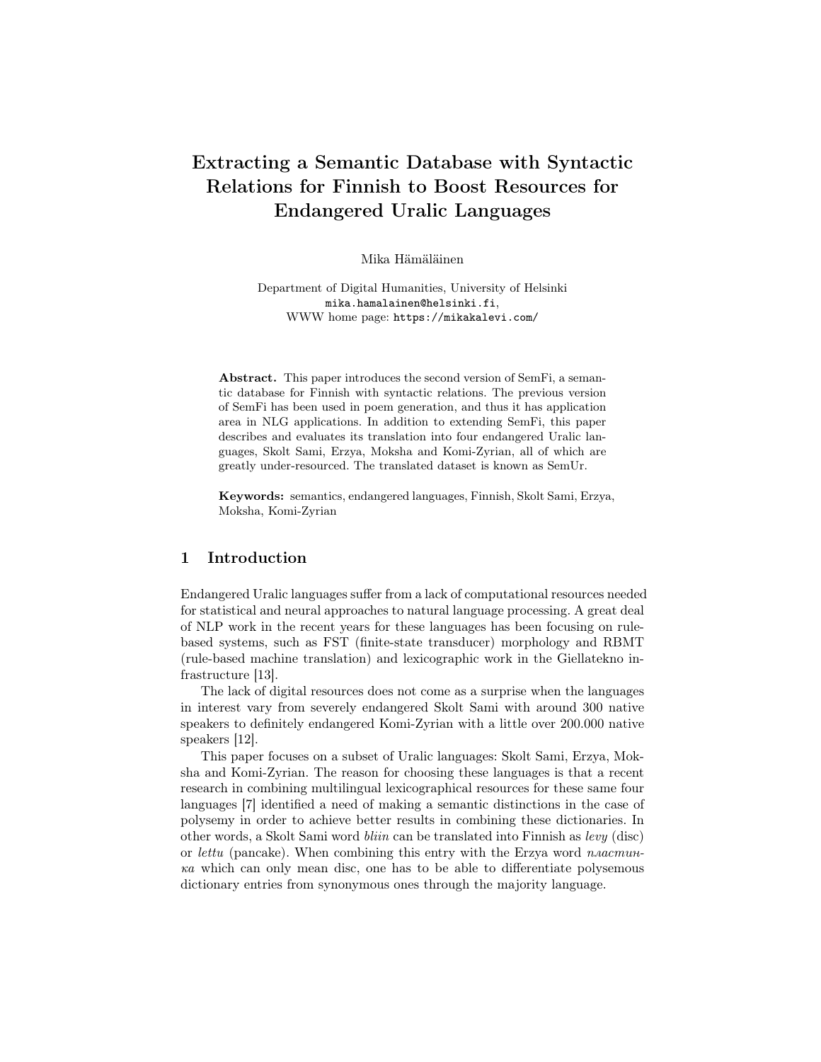# Extracting a Semantic Database with Syntactic Relations for Finnish to Boost Resources for Endangered Uralic Languages

Mika Hämäläinen

Department of Digital Humanities, University of Helsinki
mika.hamalainen@helsinki.fi,
WWW home page: https://mikakalevi.com/

**Abstract.** This paper introduces the second version of SemFi, a semantic database for Finnish with syntactic relations. The previous version of SemFi has been used in poem generation, and thus it has application area in NLG applications. In addition to extending SemFi, this paper describes and evaluates its translation into four endangered Uralic languages, Skolt Sami, Erzya, Moksha and Komi-Zyrian, all of which are greatly under-resourced. The translated dataset is known as SemUr.

**Keywords:** semantics, endangered languages, Finnish, Skolt Sami, Erzya, Moksha, Komi-Zyrian

## 1 Introduction

Endangered Uralic languages suffer from a lack of computational resources needed for statistical and neural approaches to natural language processing. A great deal of NLP work in the recent years for these languages has been focusing on rule-based systems, such as FST (finite-state transducer) morphology and RBMT (rule-based machine translation) and lexicographic work in the Giellatekno infrastructure [13].

The lack of digital resources does not come as a surprise when the languages in interest vary from severely endangered Skolt Sami with around 300 native speakers to definitely endangered Komi-Zyrian with a little over 200.000 native speakers [12].

This paper focuses on a subset of Uralic languages: Skolt Sami, Erzya, Moksha and Komi-Zyrian. The reason for choosing these languages is that a recent research in combining multilingual lexicographical resources for these same four languages [7] identified a need of making a semantic distinctions in the case of polysemy in order to achieve better results in combining these dictionaries. In other words, a Skolt Sami word *bliin* can be translated into Finnish as *levy* (disc) or *lettu* (pancake). When combining this entry with the Erzya word *пластинка* which can only mean disc, one has to be able to differentiate polysemous dictionary entries from synonymous ones through the majority language.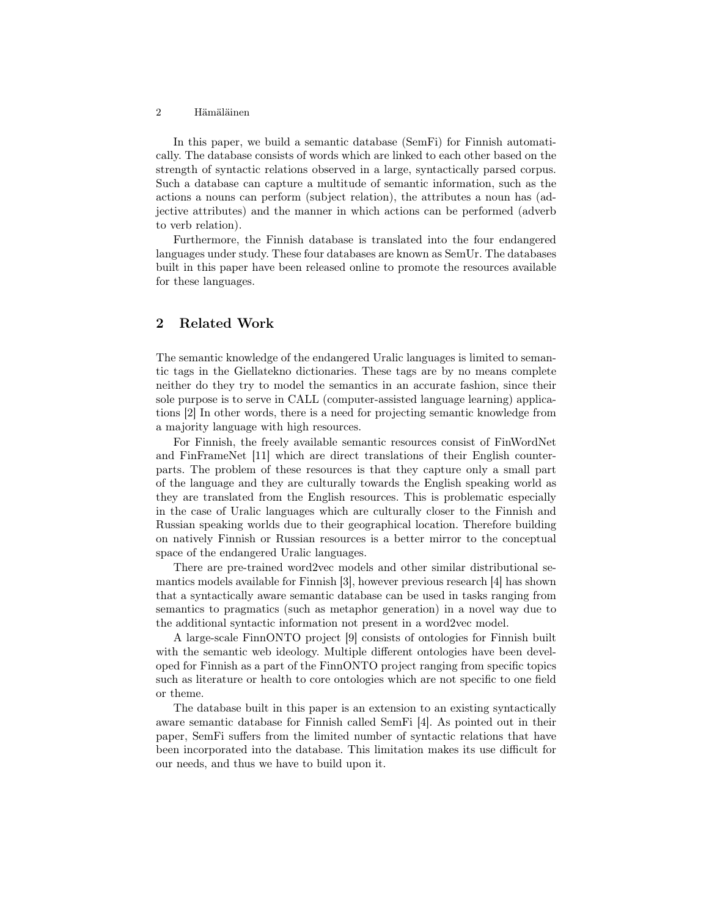In this paper, we build a semantic database (SemFi) for Finnish automatically. The database consists of words which are linked to each other based on the strength of syntactic relations observed in a large, syntactically parsed corpus. Such a database can capture a multitude of semantic information, such as the actions a nouns can perform (subject relation), the attributes a noun has (adjective attributes) and the manner in which actions can be performed (adverb to verb relation).

Furthermore, the Finnish database is translated into the four endangered languages under study. These four databases are known as SemUr. The databases built in this paper have been released online to promote the resources available for these languages.

## 2 Related Work

The semantic knowledge of the endangered Uralic languages is limited to semantic tags in the Giellatekno dictionaries. These tags are by no means complete neither do they try to model the semantics in an accurate fashion, since their sole purpose is to serve in CALL (computer-assisted language learning) applications [2] In other words, there is a need for projecting semantic knowledge from a majority language with high resources.

For Finnish, the freely available semantic resources consist of FinWordNet and FinFrameNet [11] which are direct translations of their English counterparts. The problem of these resources is that they capture only a small part of the language and they are culturally towards the English speaking world as they are translated from the English resources. This is problematic especially in the case of Uralic languages which are culturally closer to the Finnish and Russian speaking worlds due to their geographical location. Therefore building on natively Finnish or Russian resources is a better mirror to the conceptual space of the endangered Uralic languages.

There are pre-trained word2vec models and other similar distributional semantics models available for Finnish [3], however previous research [4] has shown that a syntactically aware semantic database can be used in tasks ranging from semantics to pragmatics (such as metaphor generation) in a novel way due to the additional syntactic information not present in a word2vec model.

A large-scale FinnONTO project [9] consists of ontologies for Finnish built with the semantic web ideology. Multiple different ontologies have been developed for Finnish as a part of the FinnONTO project ranging from specific topics such as literature or health to core ontologies which are not specific to one field or theme.

The database built in this paper is an extension to an existing syntactically aware semantic database for Finnish called SemFi [4]. As pointed out in their paper, SemFi suffers from the limited number of syntactic relations that have been incorporated into the database. This limitation makes its use difficult for our needs, and thus we have to build upon it.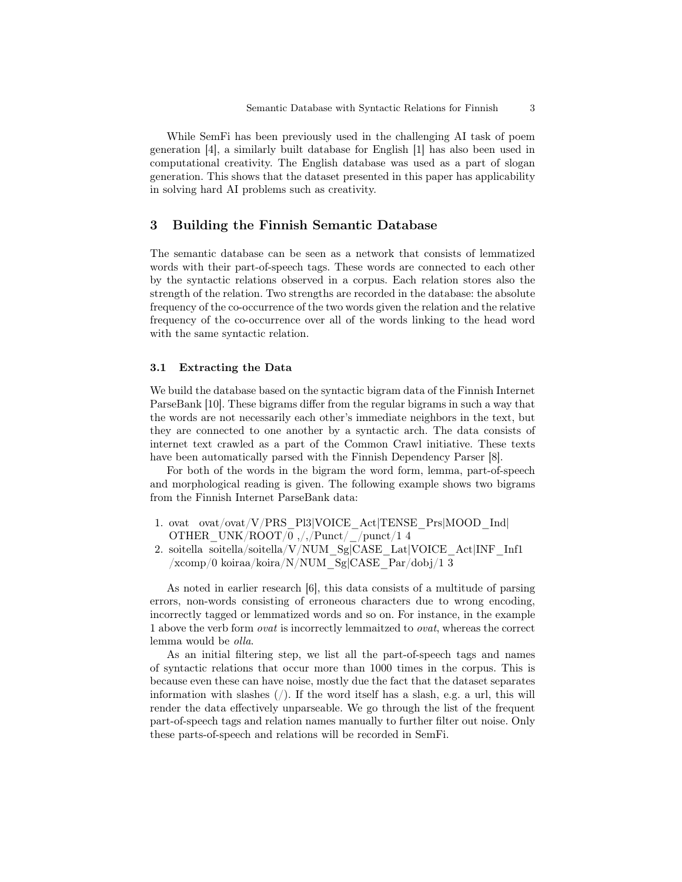While SemFi has been previously used in the challenging AI task of poem generation [4], a similarly built database for English [1] has also been used in computational creativity. The English database was used as a part of slogan generation. This shows that the dataset presented in this paper has applicability in solving hard AI problems such as creativity.

## 3 Building the Finnish Semantic Database

The semantic database can be seen as a network that consists of lemmatized words with their part-of-speech tags. These words are connected to each other by the syntactic relations observed in a corpus. Each relation stores also the strength of the relation. Two strengths are recorded in the database: the absolute frequency of the co-occurrence of the two words given the relation and the relative frequency of the co-occurrence over all of the words linking to the head word with the same syntactic relation.

### 3.1 Extracting the Data

We build the database based on the syntactic bigram data of the Finnish Internet ParseBank [10]. These bigrams differ from the regular bigrams in such a way that the words are not necessarily each other's immediate neighbors in the text, but they are connected to one another by a syntactic arch. The data consists of internet text crawled as a part of the Common Crawl initiative. These texts have been automatically parsed with the Finnish Dependency Parser [8].

For both of the words in the bigram the word form, lemma, part-of-speech and morphological reading is given. The following example shows two bigrams from the Finnish Internet ParseBank data:

1. ovat ovat/ovat/V/PRS_Pl3|VOICE_Act|TENSE_Prs|MOOD_Ind|OTHER_UNK/ROOT/0 ,/,/Punct/_/punct/1 4
2. soitella soitella/soitella/V/NUM_Sg|CASE_Lat|VOICE_Act|INF_Inf1/xcomp/0 koiraa/koira/N/NUM_Sg|CASE_Par/dobj/1 3

As noted in earlier research [6], this data consists of a multitude of parsing errors, non-words consisting of erroneous characters due to wrong encoding, incorrectly tagged or lemmatized words and so on. For instance, in the example 1 above the verb form *ovat* is incorrectly lemmaitzed to *ovat*, whereas the correct lemma would be *olla*.

As an initial filtering step, we list all the part-of-speech tags and names of syntactic relations that occur more than 1000 times in the corpus. This is because even these can have noise, mostly due the fact that the dataset separates information with slashes (/). If the word itself has a slash, e.g. a url, this will render the data effectively unparseable. We go through the list of the frequent part-of-speech tags and relation names manually to further filter out noise. Only these parts-of-speech and relations will be recorded in SemFi.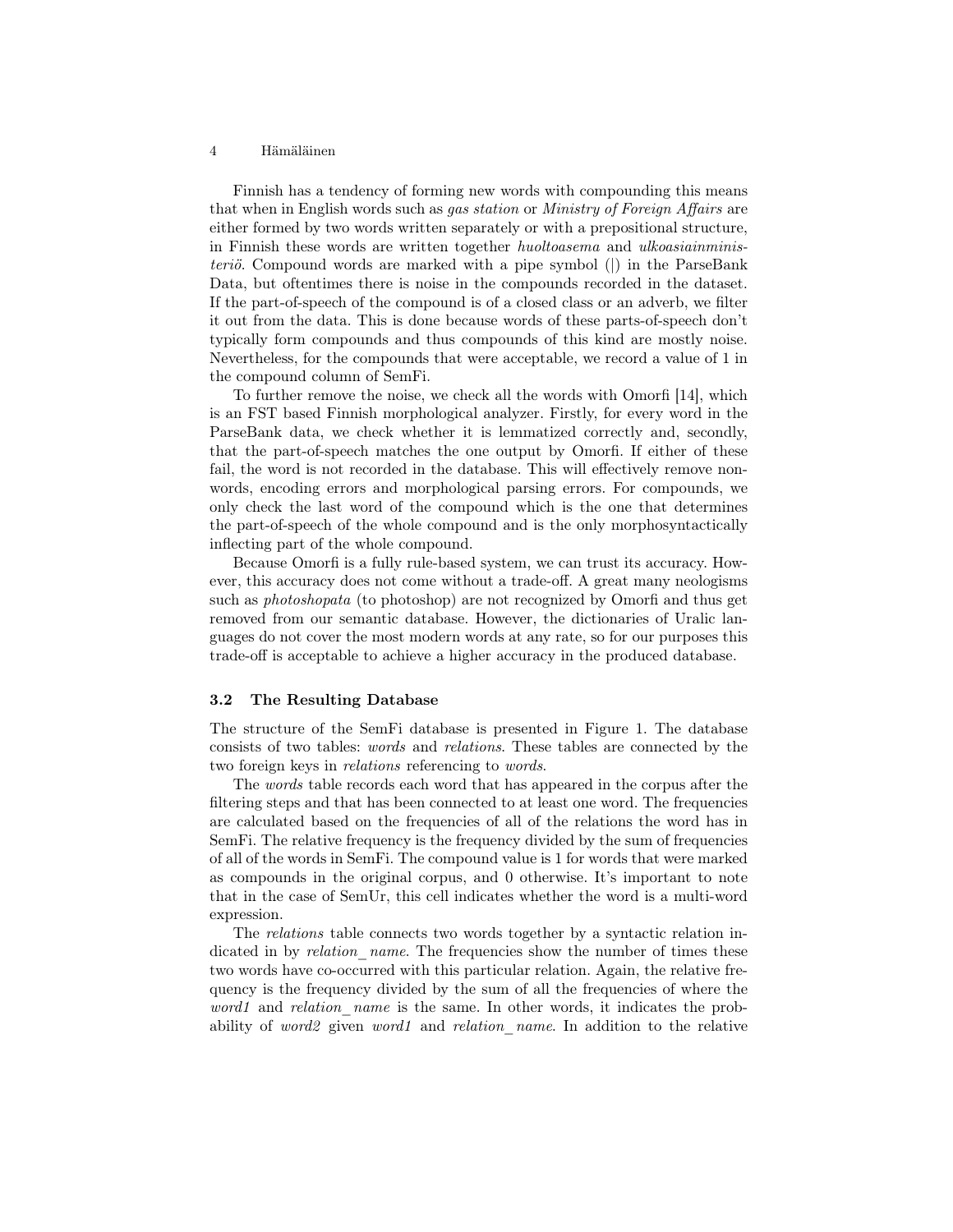Finnish has a tendency of forming new words with compounding this means that when in English words such as *gas station* or *Ministry of Foreign Affairs* are either formed by two words written separately or with a prepositional structure, in Finnish these words are written together *huoltoasema* and *ulkoasiainministeriö*. Compound words are marked with a pipe symbol (|) in the ParseBank Data, but oftentimes there is noise in the compounds recorded in the dataset. If the part-of-speech of the compound is of a closed class or an adverb, we filter it out from the data. This is done because words of these parts-of-speech don't typically form compounds and thus compounds of this kind are mostly noise. Nevertheless, for the compounds that were acceptable, we record a value of 1 in the compound column of SemFi.

To further remove the noise, we check all the words with Omorfi [14], which is an FST based Finnish morphological analyzer. Firstly, for every word in the ParseBank data, we check whether it is lemmatized correctly and, secondly, that the part-of-speech matches the one output by Omorfi. If either of these fail, the word is not recorded in the database. This will effectively remove non-words, encoding errors and morphological parsing errors. For compounds, we only check the last word of the compound which is the one that determines the part-of-speech of the whole compound and is the only morphosyntactically inflecting part of the whole compound.

Because Omorfi is a fully rule-based system, we can trust its accuracy. However, this accuracy does not come without a trade-off. A great many neologisms such as *photoshopata* (to photoshop) are not recognized by Omorfi and thus get removed from our semantic database. However, the dictionaries of Uralic languages do not cover the most modern words at any rate, so for our purposes this trade-off is acceptable to achieve a higher accuracy in the produced database.

### 3.2 The Resulting Database

The structure of the SemFi database is presented in Figure 1. The database consists of two tables: *words* and *relations*. These tables are connected by the two foreign keys in *relations* referencing to *words*.

The *words* table records each word that has appeared in the corpus after the filtering steps and that has been connected to at least one word. The frequencies are calculated based on the frequencies of all of the relations the word has in SemFi. The relative frequency is the frequency divided by the sum of frequencies of all of the words in SemFi. The compound value is 1 for words that were marked as compounds in the original corpus, and 0 otherwise. It's important to note that in the case of SemUr, this cell indicates whether the word is a multi-word expression.

The *relations* table connects two words together by a syntactic relation indicated in by *relation_name*. The frequencies show the number of times these two words have co-occurred with this particular relation. Again, the relative frequency is the frequency divided by the sum of all the frequencies of where the *word1* and *relation_name* is the same. In other words, it indicates the probability of *word2* given *word1* and *relation_name*. In addition to the relative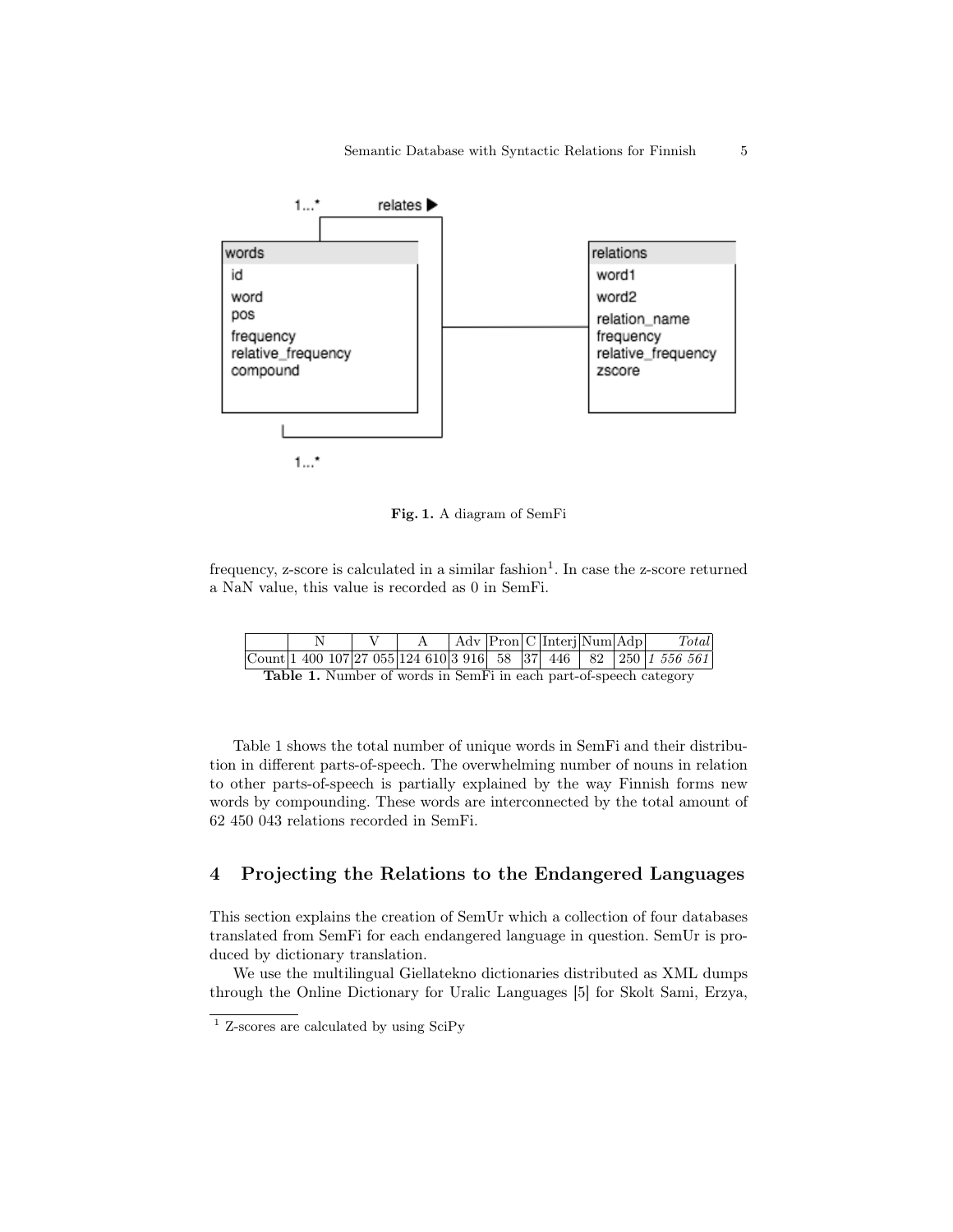Fig. 1. A diagram of SemFi

frequency, z-score is calculated in a similar fashion[1]. In case the z-score returned a NaN value, this value is recorded as 0 in SemFi.

| | N | V | A | Adv | Pron | C | Interj | Num | Adp | *Total* |
|---|---|---|---|---|---|---|---|---|---|---|
| Count | 1 400 107 | 27 055 | 124 610 | 3 916 | 58 | 37 | 446 | 82 | 250 | *1 556 561* |

**Table 1.** Number of words in SemFi in each part-of-speech category

Table 1 shows the total number of unique words in SemFi and their distribution in different parts-of-speech. The overwhelming number of nouns in relation to other parts-of-speech is partially explained by the way Finnish forms new words by compounding. These words are interconnected by the total amount of 62 450 043 relations recorded in SemFi.

## 4 Projecting the Relations to the Endangered Languages

This section explains the creation of SemUr which a collection of four databases translated from SemFi for each endangered language in question. SemUr is produced by dictionary translation.

We use the multilingual Giellatekno dictionaries distributed as XML dumps through the Online Dictionary for Uralic Languages [5] for Skolt Sami, Erzya,

[1] Z-scores are calculated by using SciPy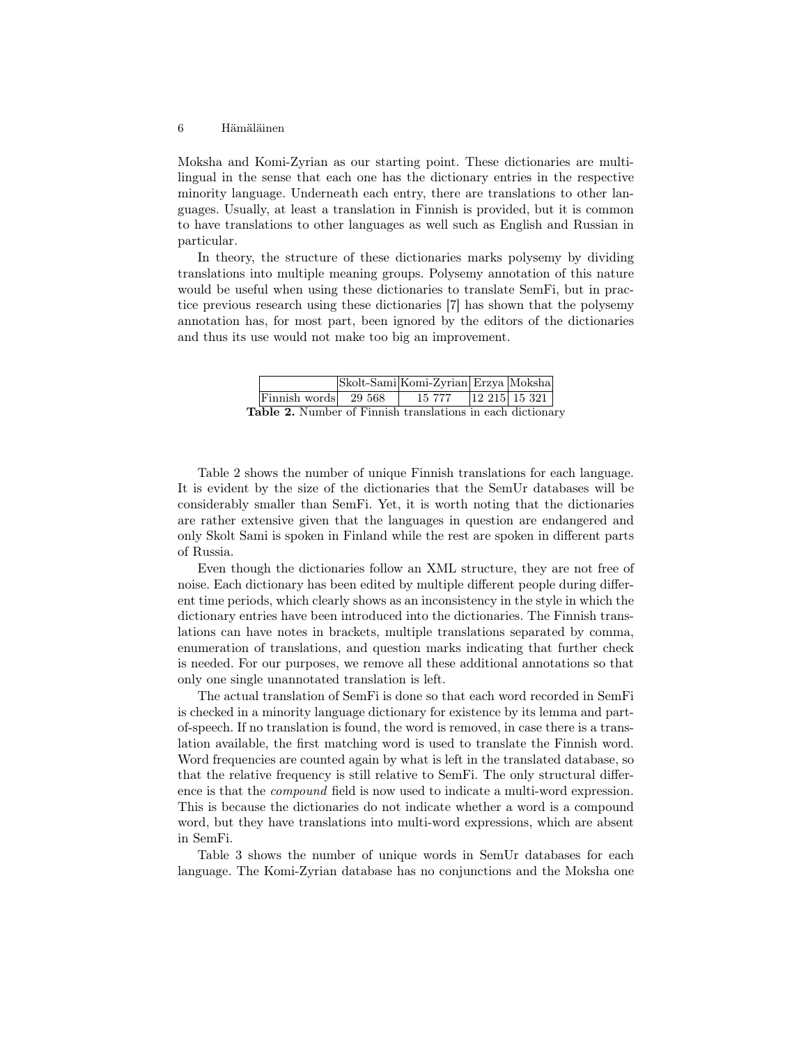Moksha and Komi-Zyrian as our starting point. These dictionaries are multilingual in the sense that each one has the dictionary entries in the respective minority language. Underneath each entry, there are translations to other languages. Usually, at least a translation in Finnish is provided, but it is common to have translations to other languages as well such as English and Russian in particular.

In theory, the structure of these dictionaries marks polysemy by dividing translations into multiple meaning groups. Polysemy annotation of this nature would be useful when using these dictionaries to translate SemFi, but in practice previous research using these dictionaries [7] has shown that the polysemy annotation has, for most part, been ignored by the editors of the dictionaries and thus its use would not make too big an improvement.

| | Skolt-Sami | Komi-Zyrian | Erzya | Moksha |
|---|---|---|---|---|
| Finnish words | 29 568 | 15 777 | 12 215 | 15 321 |

**Table 2.** Number of Finnish translations in each dictionary

Table 2 shows the number of unique Finnish translations for each language. It is evident by the size of the dictionaries that the SemUr databases will be considerably smaller than SemFi. Yet, it is worth noting that the dictionaries are rather extensive given that the languages in question are endangered and only Skolt Sami is spoken in Finland while the rest are spoken in different parts of Russia.

Even though the dictionaries follow an XML structure, they are not free of noise. Each dictionary has been edited by multiple different people during different time periods, which clearly shows as an inconsistency in the style in which the dictionary entries have been introduced into the dictionaries. The Finnish translations can have notes in brackets, multiple translations separated by comma, enumeration of translations, and question marks indicating that further check is needed. For our purposes, we remove all these additional annotations so that only one single unannotated translation is left.

The actual translation of SemFi is done so that each word recorded in SemFi is checked in a minority language dictionary for existence by its lemma and part-of-speech. If no translation is found, the word is removed, in case there is a translation available, the first matching word is used to translate the Finnish word. Word frequencies are counted again by what is left in the translated database, so that the relative frequency is still relative to SemFi. The only structural difference is that the *compound* field is now used to indicate a multi-word expression. This is because the dictionaries do not indicate whether a word is a compound word, but they have translations into multi-word expressions, which are absent in SemFi.

Table 3 shows the number of unique words in SemUr databases for each language. The Komi-Zyrian database has no conjunctions and the Moksha one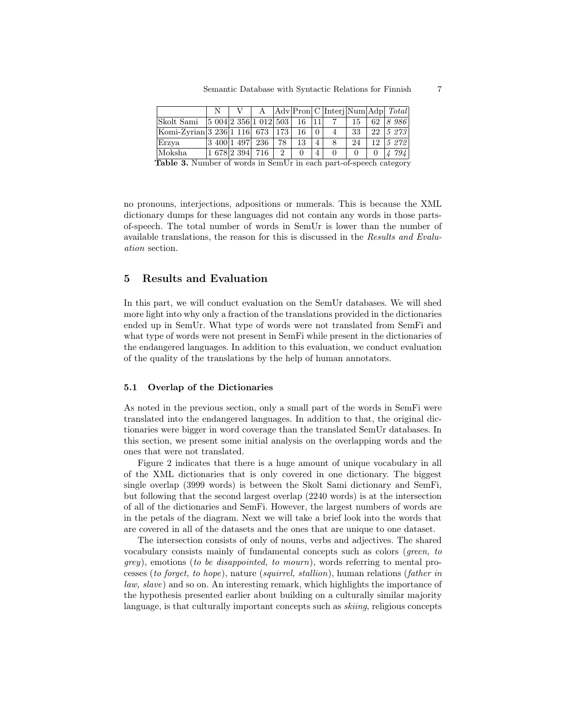|  | N | V | A | Adv | Pron | C | Interj | Num | Adp | *Total* |
|---|---|---|---|---|---|---|---|---|---|---|
| Skolt Sami | 5 004 | 2 356 | 1 012 | 503 | 16 | 11 | 7 | 15 | 62 | *8 986* |
| Komi-Zyrian | 3 236 | 1 116 | 673 | 173 | 16 | 0 | 4 | 33 | 22 | *5 273* |
| Erzya | 3 400 | 1 497 | 236 | 78 | 13 | 4 | 8 | 24 | 12 | *5 272* |
| Moksha | 1 678 | 2 394 | 716 | 2 | 0 | 4 | 0 | 0 | 0 | *4 794* |

**Table 3.** Number of words in SemUr in each part-of-speech category

no pronouns, interjections, adpositions or numerals. This is because the XML dictionary dumps for these languages did not contain any words in those parts-of-speech. The total number of words in SemUr is lower than the number of available translations, the reason for this is discussed in the *Results and Evaluation* section.

## 5 Results and Evaluation

In this part, we will conduct evaluation on the SemUr databases. We will shed more light into why only a fraction of the translations provided in the dictionaries ended up in SemUr. What type of words were not translated from SemFi and what type of words were not present in SemFi while present in the dictionaries of the endangered languages. In addition to this evaluation, we conduct evaluation of the quality of the translations by the help of human annotators.

### 5.1 Overlap of the Dictionaries

As noted in the previous section, only a small part of the words in SemFi were translated into the endangered languages. In addition to that, the original dictionaries were bigger in word coverage than the translated SemUr databases. In this section, we present some initial analysis on the overlapping words and the ones that were not translated.

Figure 2 indicates that there is a huge amount of unique vocabulary in all of the XML dictionaries that is only covered in one dictionary. The biggest single overlap (3999 words) is between the Skolt Sami dictionary and SemFi, but following that the second largest overlap (2240 words) is at the intersection of all of the dictionaries and SemFi. However, the largest numbers of words are in the petals of the diagram. Next we will take a brief look into the words that are covered in all of the datasets and the ones that are unique to one dataset.

The intersection consists of only of nouns, verbs and adjectives. The shared vocabulary consists mainly of fundamental concepts such as colors (*green, to grey*), emotions (*to be disappointed, to mourn*), words referring to mental processes (*to forget, to hope*), nature (*squirrel, stallion*), human relations (*father in law, slave*) and so on. An interesting remark, which highlights the importance of the hypothesis presented earlier about building on a culturally similar majority language, is that culturally important concepts such as *skiing*, religious concepts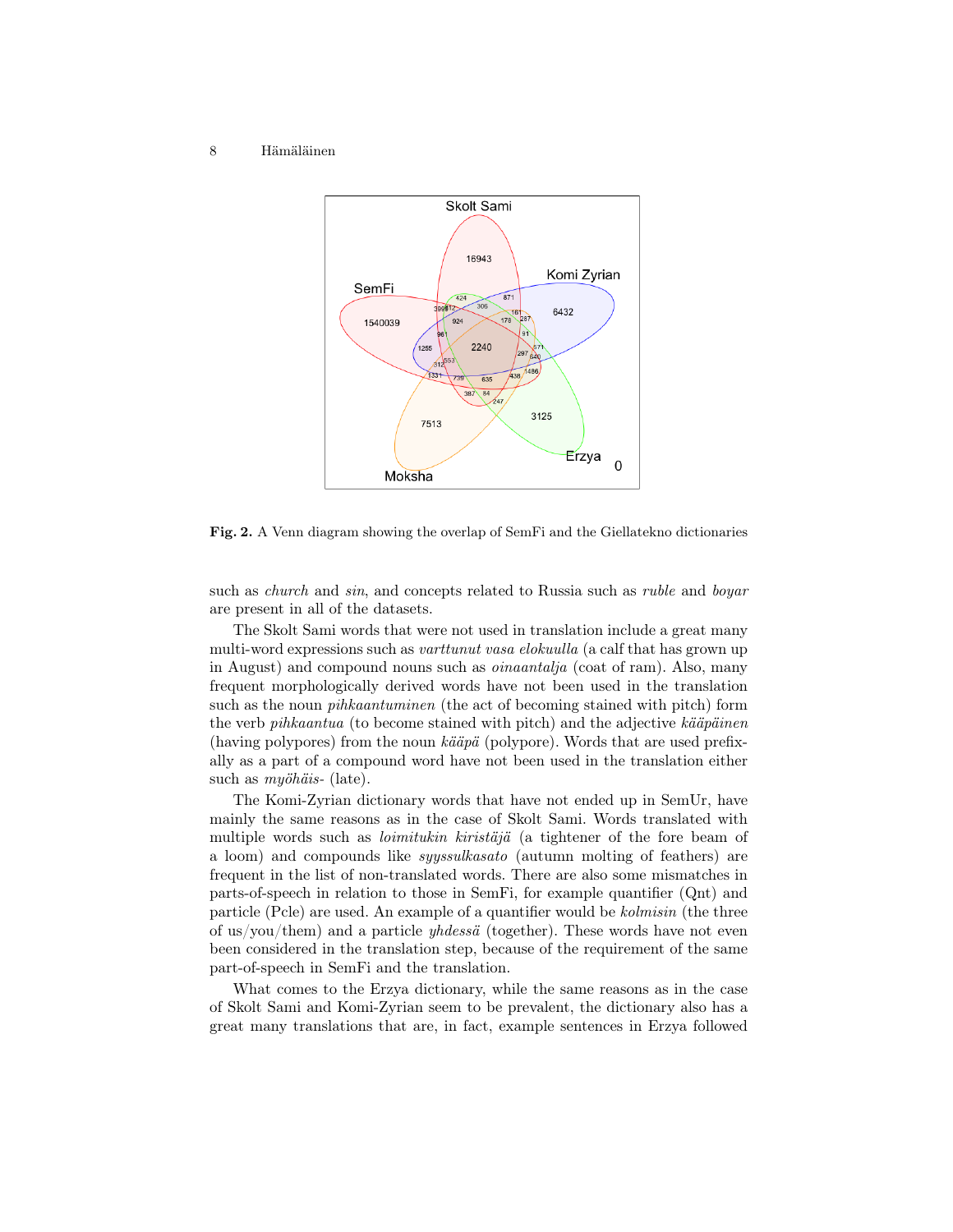**Fig. 2.** A Venn diagram showing the overlap of SemFi and the Giellatekno dictionaries

such as *church* and *sin*, and concepts related to Russia such as *ruble* and *boyar* are present in all of the datasets.

The Skolt Sami words that were not used in translation include a great many multi-word expressions such as *varttunut vasa elokuulla* (a calf that has grown up in August) and compound nouns such as *oinaantalja* (coat of ram). Also, many frequent morphologically derived words have not been used in the translation such as the noun *pihkaantuminen* (the act of becoming stained with pitch) form the verb *pihkaantua* (to become stained with pitch) and the adjective *kääpäinen* (having polypores) from the noun *kääpä* (polypore). Words that are used prefixally as a part of a compound word have not been used in the translation either such as *myöhäis-* (late).

The Komi-Zyrian dictionary words that have not ended up in SemUr, have mainly the same reasons as in the case of Skolt Sami. Words translated with multiple words such as *loimitukin kiristäjä* (a tightener of the fore beam of a loom) and compounds like *syyssulkasato* (autumn molting of feathers) are frequent in the list of non-translated words. There are also some mismatches in parts-of-speech in relation to those in SemFi, for example quantifier (Qnt) and particle (Pcle) are used. An example of a quantifier would be *kolmisin* (the three of us/you/them) and a particle *yhdessä* (together). These words have not even been considered in the translation step, because of the requirement of the same part-of-speech in SemFi and the translation.

What comes to the Erzya dictionary, while the same reasons as in the case of Skolt Sami and Komi-Zyrian seem to be prevalent, the dictionary also has a great many translations that are, in fact, example sentences in Erzya followed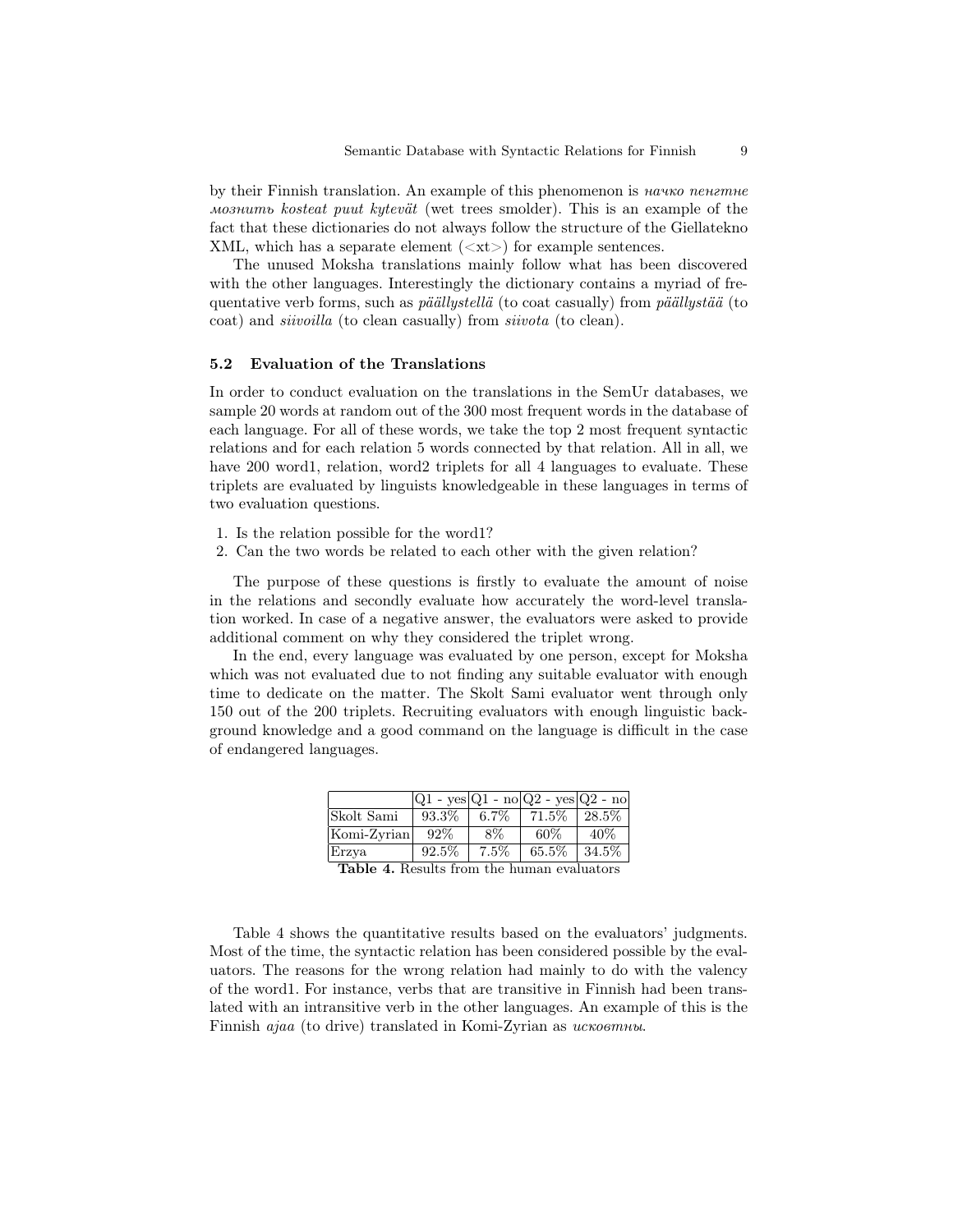by their Finnish translation. An example of this phenomenon is *начко пенгтне мознить kosteat puut kytevät* (wet trees smolder). This is an example of the fact that these dictionaries do not always follow the structure of the Giellatekno XML, which has a separate element (<xt>) for example sentences.

The unused Moksha translations mainly follow what has been discovered with the other languages. Interestingly the dictionary contains a myriad of frequentative verb forms, such as *päällystellä* (to coat casually) from *päällystää* (to coat) and *siivoilla* (to clean casually) from *siivota* (to clean).

### 5.2 Evaluation of the Translations

In order to conduct evaluation on the translations in the SemUr databases, we sample 20 words at random out of the 300 most frequent words in the database of each language. For all of these words, we take the top 2 most frequent syntactic relations and for each relation 5 words connected by that relation. All in all, we have 200 word1, relation, word2 triplets for all 4 languages to evaluate. These triplets are evaluated by linguists knowledgeable in these languages in terms of two evaluation questions.

1. Is the relation possible for the word1?
2. Can the two words be related to each other with the given relation?

The purpose of these questions is firstly to evaluate the amount of noise in the relations and secondly evaluate how accurately the word-level translation worked. In case of a negative answer, the evaluators were asked to provide additional comment on why they considered the triplet wrong.

In the end, every language was evaluated by one person, except for Moksha which was not evaluated due to not finding any suitable evaluator with enough time to dedicate on the matter. The Skolt Sami evaluator went through only 150 out of the 200 triplets. Recruiting evaluators with enough linguistic background knowledge and a good command on the language is difficult in the case of endangered languages.

| | Q1 - yes | Q1 - no | Q2 - yes | Q2 - no |
|---|---|---|---|---|
| Skolt Sami | 93.3% | 6.7% | 71.5% | 28.5% |
| Komi-Zyrian | 92% | 8% | 60% | 40% |
| Erzya | 92.5% | 7.5% | 65.5% | 34.5% |

**Table 4.** Results from the human evaluators

Table 4 shows the quantitative results based on the evaluators' judgments. Most of the time, the syntactic relation has been considered possible by the evaluators. The reasons for the wrong relation had mainly to do with the valency of the word1. For instance, verbs that are transitive in Finnish had been translated with an intransitive verb in the other languages. An example of this is the Finnish *ajaa* (to drive) translated in Komi-Zyrian as *исковтны*.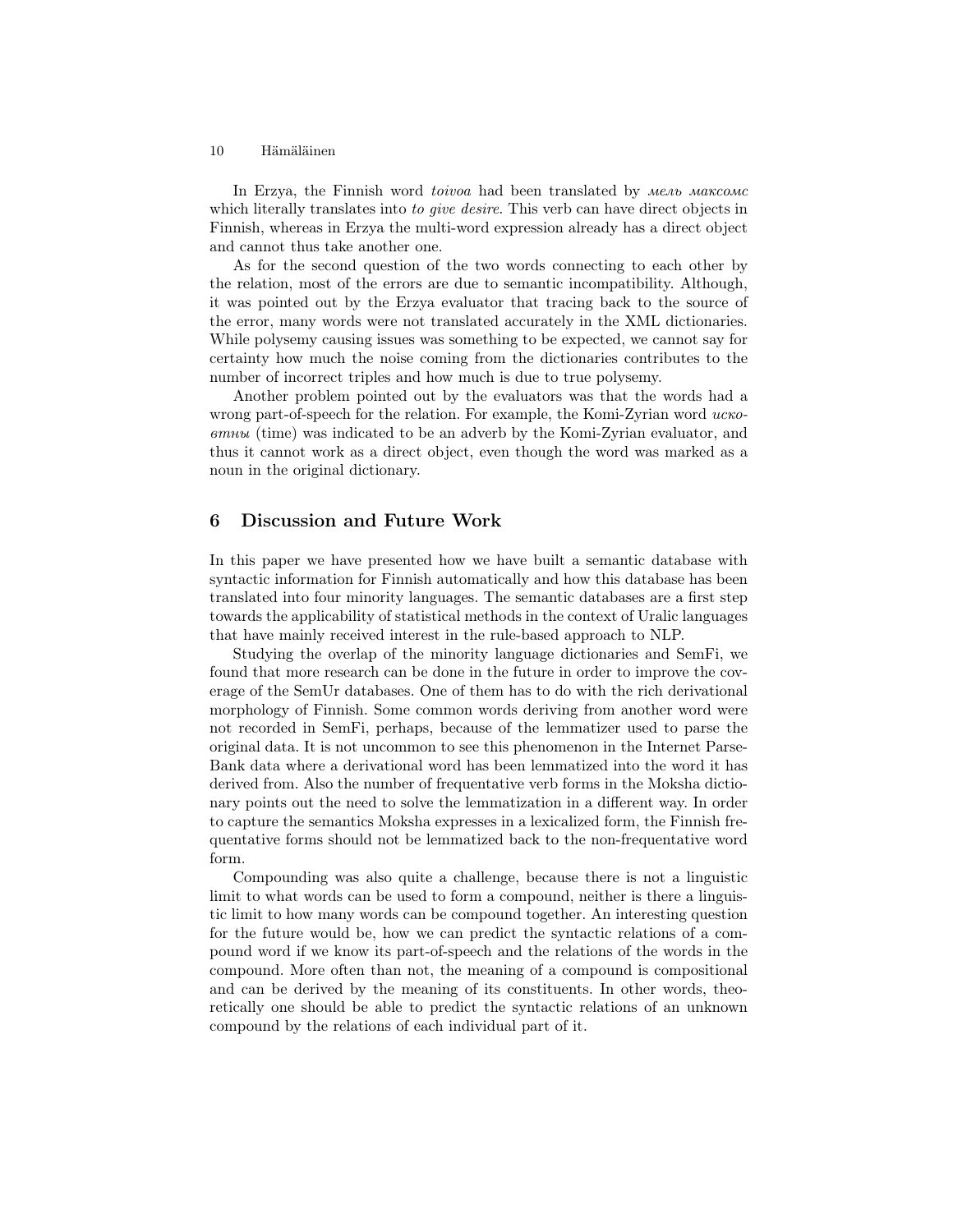In Erzya, the Finnish word *toivoa* had been translated by *мелль максомс* which literally translates into *to give desire*. This verb can have direct objects in Finnish, whereas in Erzya the multi-word expression already has a direct object and cannot thus take another one.

As for the second question of the two words connecting to each other by the relation, most of the errors are due to semantic incompatibility. Although, it was pointed out by the Erzya evaluator that tracing back to the source of the error, many words were not translated accurately in the XML dictionaries. While polysemy causing issues was something to be expected, we cannot say for certainty how much the noise coming from the dictionaries contributes to the number of incorrect triples and how much is due to true polysemy.

Another problem pointed out by the evaluators was that the words had a wrong part-of-speech for the relation. For example, the Komi-Zyrian word *исковтны* (time) was indicated to be an adverb by the Komi-Zyrian evaluator, and thus it cannot work as a direct object, even though the word was marked as a noun in the original dictionary.

## 6 Discussion and Future Work

In this paper we have presented how we have built a semantic database with syntactic information for Finnish automatically and how this database has been translated into four minority languages. The semantic databases are a first step towards the applicability of statistical methods in the context of Uralic languages that have mainly received interest in the rule-based approach to NLP.

Studying the overlap of the minority language dictionaries and SemFi, we found that more research can be done in the future in order to improve the coverage of the SemUr databases. One of them has to do with the rich derivational morphology of Finnish. Some common words deriving from another word were not recorded in SemFi, perhaps, because of the lemmatizer used to parse the original data. It is not uncommon to see this phenomenon in the Internet Parse-Bank data where a derivational word has been lemmatized into the word it has derived from. Also the number of frequentative verb forms in the Moksha dictionary points out the need to solve the lemmatization in a different way. In order to capture the semantics Moksha expresses in a lexicalized form, the Finnish frequentative forms should not be lemmatized back to the non-frequentative word form.

Compounding was also quite a challenge, because there is not a linguistic limit to what words can be used to form a compound, neither is there a linguistic limit to how many words can be compound together. An interesting question for the future would be, how we can predict the syntactic relations of a compound word if we know its part-of-speech and the relations of the words in the compound. More often than not, the meaning of a compound is compositional and can be derived by the meaning of its constituents. In other words, theoretically one should be able to predict the syntactic relations of an unknown compound by the relations of each individual part of it.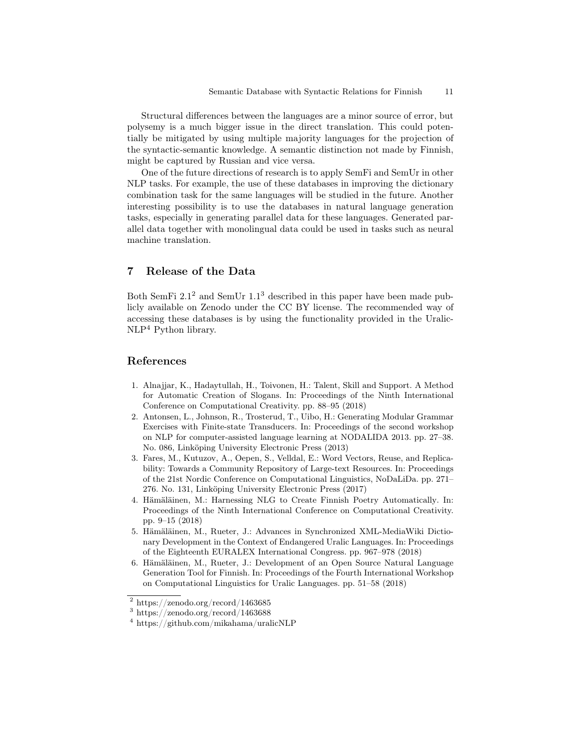Structural differences between the languages are a minor source of error, but polysemy is a much bigger issue in the direct translation. This could potentially be mitigated by using multiple majority languages for the projection of the syntactic-semantic knowledge. A semantic distinction not made by Finnish, might be captured by Russian and vice versa.

One of the future directions of research is to apply SemFi and SemUr in other NLP tasks. For example, the use of these databases in improving the dictionary combination task for the same languages will be studied in the future. Another interesting possibility is to use the databases in natural language generation tasks, especially in generating parallel data for these languages. Generated parallel data together with monolingual data could be used in tasks such as neural machine translation.

## 7 Release of the Data

Both SemFi 2.1[2] and SemUr 1.1[3] described in this paper have been made publicly available on Zenodo under the CC BY license. The recommended way of accessing these databases is by using the functionality provided in the UralicNLP[4] Python library.

## References

1. Alnajjar, K., Hadaytullah, H., Toivonen, H.: Talent, Skill and Support. A Method for Automatic Creation of Slogans. In: Proceedings of the Ninth International Conference on Computational Creativity. pp. 88–95 (2018)
2. Antonsen, L., Johnson, R., Trosterud, T., Uibo, H.: Generating Modular Grammar Exercises with Finite-state Transducers. In: Proceedings of the second workshop on NLP for computer-assisted language learning at NODALIDA 2013. pp. 27–38. No. 086, Linköping University Electronic Press (2013)
3. Fares, M., Kutuzov, A., Oepen, S., Velldal, E.: Word Vectors, Reuse, and Replicability: Towards a Community Repository of Large-text Resources. In: Proceedings of the 21st Nordic Conference on Computational Linguistics, NoDaLiDa. pp. 271–276. No. 131, Linköping University Electronic Press (2017)
4. Hämäläinen, M.: Harnessing NLG to Create Finnish Poetry Automatically. In: Proceedings of the Ninth International Conference on Computational Creativity. pp. 9–15 (2018)
5. Hämäläinen, M., Rueter, J.: Advances in Synchronized XML-MediaWiki Dictionary Development in the Context of Endangered Uralic Languages. In: Proceedings of the Eighteenth EURALEX International Congress. pp. 967–978 (2018)
6. Hämäläinen, M., Rueter, J.: Development of an Open Source Natural Language Generation Tool for Finnish. In: Proceedings of the Fourth International Workshop on Computational Linguistics for Uralic Languages. pp. 51–58 (2018)

[2] https://zenodo.org/record/1463685

[3] https://zenodo.org/record/1463688

[4] https://github.com/mikahama/uralicNLP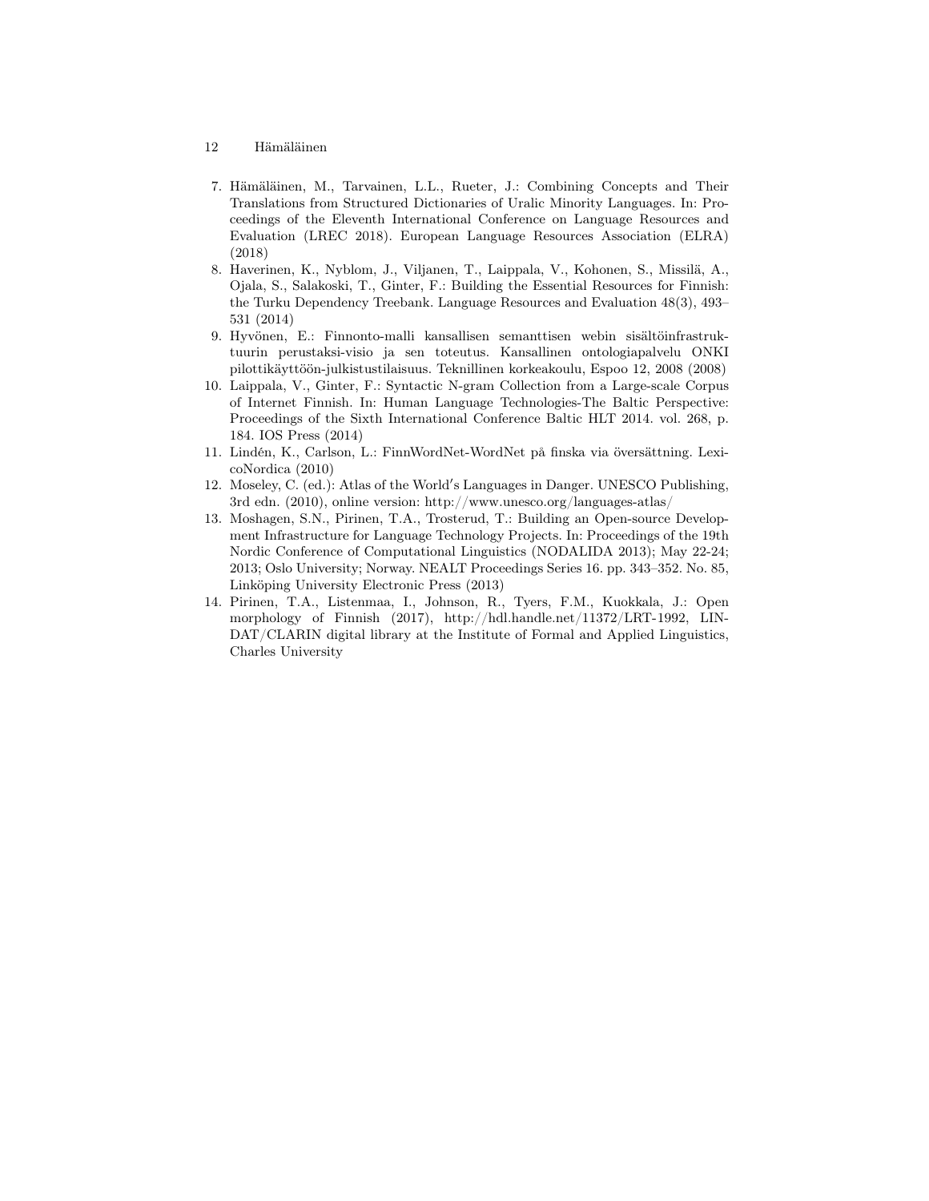7. Hämäläinen, M., Tarvainen, L.L., Rueter, J.: Combining Concepts and Their Translations from Structured Dictionaries of Uralic Minority Languages. In: Proceedings of the Eleventh International Conference on Language Resources and Evaluation (LREC 2018). European Language Resources Association (ELRA) (2018)
8. Haverinen, K., Nyblom, J., Viljanen, T., Laippala, V., Kohonen, S., Missilä, A., Ojala, S., Salakoski, T., Ginter, F.: Building the Essential Resources for Finnish: the Turku Dependency Treebank. Language Resources and Evaluation 48(3), 493–531 (2014)
9. Hyvönen, E.: Finnonto-malli kansallisen semanttisen webin sisältöinfrastruktuurin perustaksi-visio ja sen toteutus. Kansallinen ontologiapalvelu ONKI pilottikäyttöön-julkistustilaisuus. Teknillinen korkeakoulu, Espoo 12, 2008 (2008)
10. Laippala, V., Ginter, F.: Syntactic N-gram Collection from a Large-scale Corpus of Internet Finnish. In: Human Language Technologies-The Baltic Perspective: Proceedings of the Sixth International Conference Baltic HLT 2014. vol. 268, p. 184. IOS Press (2014)
11. Lindén, K., Carlson, L.: FinnWordNet-WordNet på finska via översättning. LexicoNordica (2010)
12. Moseley, C. (ed.): Atlas of the World′s Languages in Danger. UNESCO Publishing, 3rd edn. (2010), online version: http://www.unesco.org/languages-atlas/
13. Moshagen, S.N., Pirinen, T.A., Trosterud, T.: Building an Open-source Development Infrastructure for Language Technology Projects. In: Proceedings of the 19th Nordic Conference of Computational Linguistics (NODALIDA 2013); May 22-24; 2013; Oslo University; Norway. NEALT Proceedings Series 16. pp. 343–352. No. 85, Linköping University Electronic Press (2013)
14. Pirinen, T.A., Listenmaa, I., Johnson, R., Tyers, F.M., Kuokkala, J.: Open morphology of Finnish (2017), http://hdl.handle.net/11372/LRT-1992, LINDAT/CLARIN digital library at the Institute of Formal and Applied Linguistics, Charles University